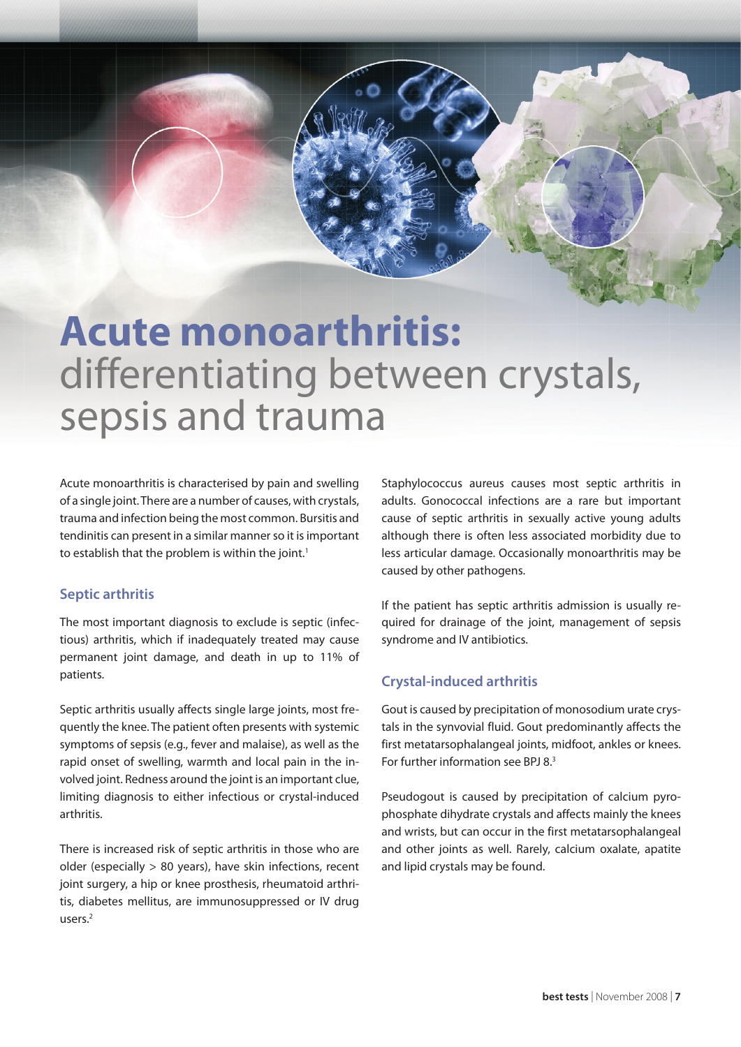# Acute monoarthritis: differentiating between crystals, sepsis and trauma

Acute monoarthritis is characterised by pain and swelling of a single joint. There are a number of causes, with crystals, trauma and infection being the most common. Bursitis and tendinitis can present in a similar manner so it is important to establish that the problem is within the joint.[1]

## Septic arthritis

The most important diagnosis to exclude is septic (infectious) arthritis, which if inadequately treated may cause permanent joint damage, and death in up to 11% of patients.

Septic arthritis usually affects single large joints, most frequently the knee. The patient often presents with systemic symptoms of sepsis (e.g., fever and malaise), as well as the rapid onset of swelling, warmth and local pain in the involved joint. Redness around the joint is an important clue, limiting diagnosis to either infectious or crystal-induced arthritis.

There is increased risk of septic arthritis in those who are older (especially > 80 years), have skin infections, recent joint surgery, a hip or knee prosthesis, rheumatoid arthritis, diabetes mellitus, are immunosuppressed or IV drug users.[2]

Staphylococcus aureus causes most septic arthritis in adults. Gonococcal infections are a rare but important cause of septic arthritis in sexually active young adults although there is often less associated morbidity due to less articular damage. Occasionally monoarthritis may be caused by other pathogens.

If the patient has septic arthritis admission is usually required for drainage of the joint, management of sepsis syndrome and IV antibiotics.

## Crystal-induced arthritis

Gout is caused by precipitation of monosodium urate crystals in the synvovial fluid. Gout predominantly affects the first metatarsophalangeal joints, midfoot, ankles or knees. For further information see BPJ 8.[3]

Pseudogout is caused by precipitation of calcium pyrophosphate dihydrate crystals and affects mainly the knees and wrists, but can occur in the first metatarsophalangeal and other joints as well. Rarely, calcium oxalate, apatite and lipid crystals may be found.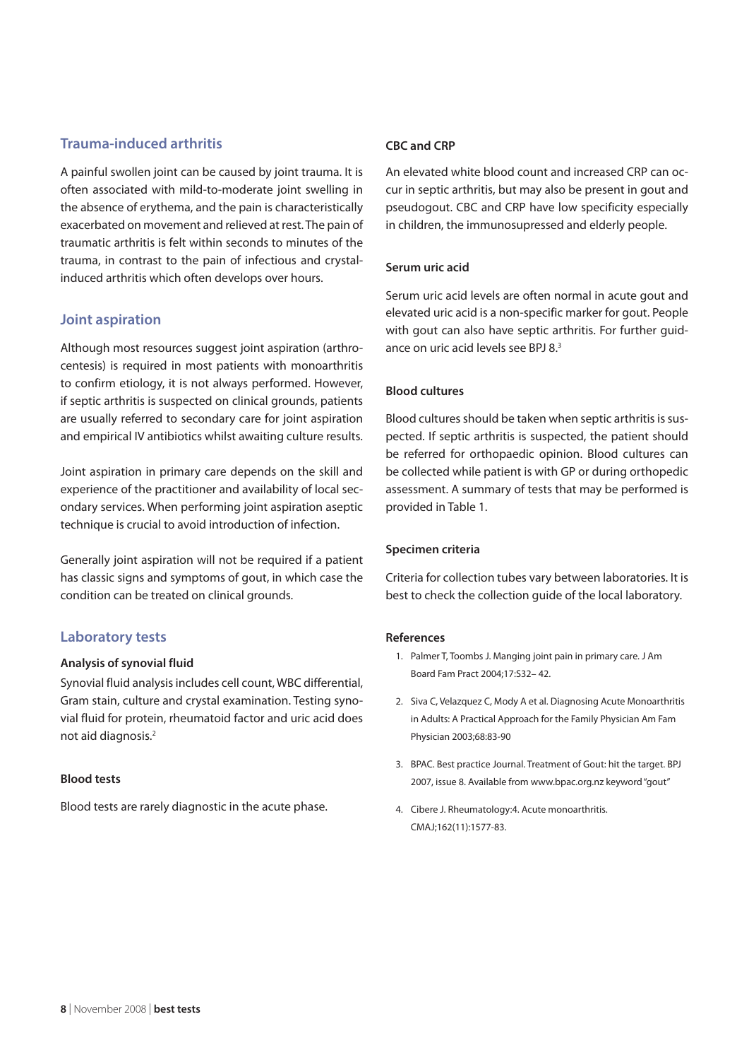## Trauma-induced arthritis

A painful swollen joint can be caused by joint trauma. It is often associated with mild-to-moderate joint swelling in the absence of erythema, and the pain is characteristically exacerbated on movement and relieved at rest. The pain of traumatic arthritis is felt within seconds to minutes of the trauma, in contrast to the pain of infectious and crystal-induced arthritis which often develops over hours.

## Joint aspiration

Although most resources suggest joint aspiration (arthrocentesis) is required in most patients with monoarthritis to confirm etiology, it is not always performed. However, if septic arthritis is suspected on clinical grounds, patients are usually referred to secondary care for joint aspiration and empirical IV antibiotics whilst awaiting culture results.

Joint aspiration in primary care depends on the skill and experience of the practitioner and availability of local secondary services. When performing joint aspiration aseptic technique is crucial to avoid introduction of infection.

Generally joint aspiration will not be required if a patient has classic signs and symptoms of gout, in which case the condition can be treated on clinical grounds.

## Laboratory tests

### Analysis of synovial fluid

Synovial fluid analysis includes cell count, WBC differential, Gram stain, culture and crystal examination. Testing synovial fluid for protein, rheumatoid factor and uric acid does not aid diagnosis.[2]

### Blood tests

Blood tests are rarely diagnostic in the acute phase.

### CBC and CRP

An elevated white blood count and increased CRP can occur in septic arthritis, but may also be present in gout and pseudogout. CBC and CRP have low specificity especially in children, the immunosupressed and elderly people.

### Serum uric acid

Serum uric acid levels are often normal in acute gout and elevated uric acid is a non-specific marker for gout. People with gout can also have septic arthritis. For further guidance on uric acid levels see BPJ 8.[3]

### Blood cultures

Blood cultures should be taken when septic arthritis is suspected. If septic arthritis is suspected, the patient should be referred for orthopaedic opinion. Blood cultures can be collected while patient is with GP or during orthopedic assessment. A summary of tests that may be performed is provided in Table 1.

### Specimen criteria

Criteria for collection tubes vary between laboratories. It is best to check the collection guide of the local laboratory.

### References

1. Palmer T, Toombs J. Manging joint pain in primary care. J Am Board Fam Pract 2004;17:S32– 42.
2. Siva C, Velazquez C, Mody A et al. Diagnosing Acute Monoarthritis in Adults: A Practical Approach for the Family Physician Am Fam Physician 2003;68:83-90
3. BPAC. Best practice Journal. Treatment of Gout: hit the target. BPJ 2007, issue 8. Available from www.bpac.org.nz keyword "gout"
4. Cibere J. Rheumatology:4. Acute monoarthritis. CMAJ;162(11):1577-83.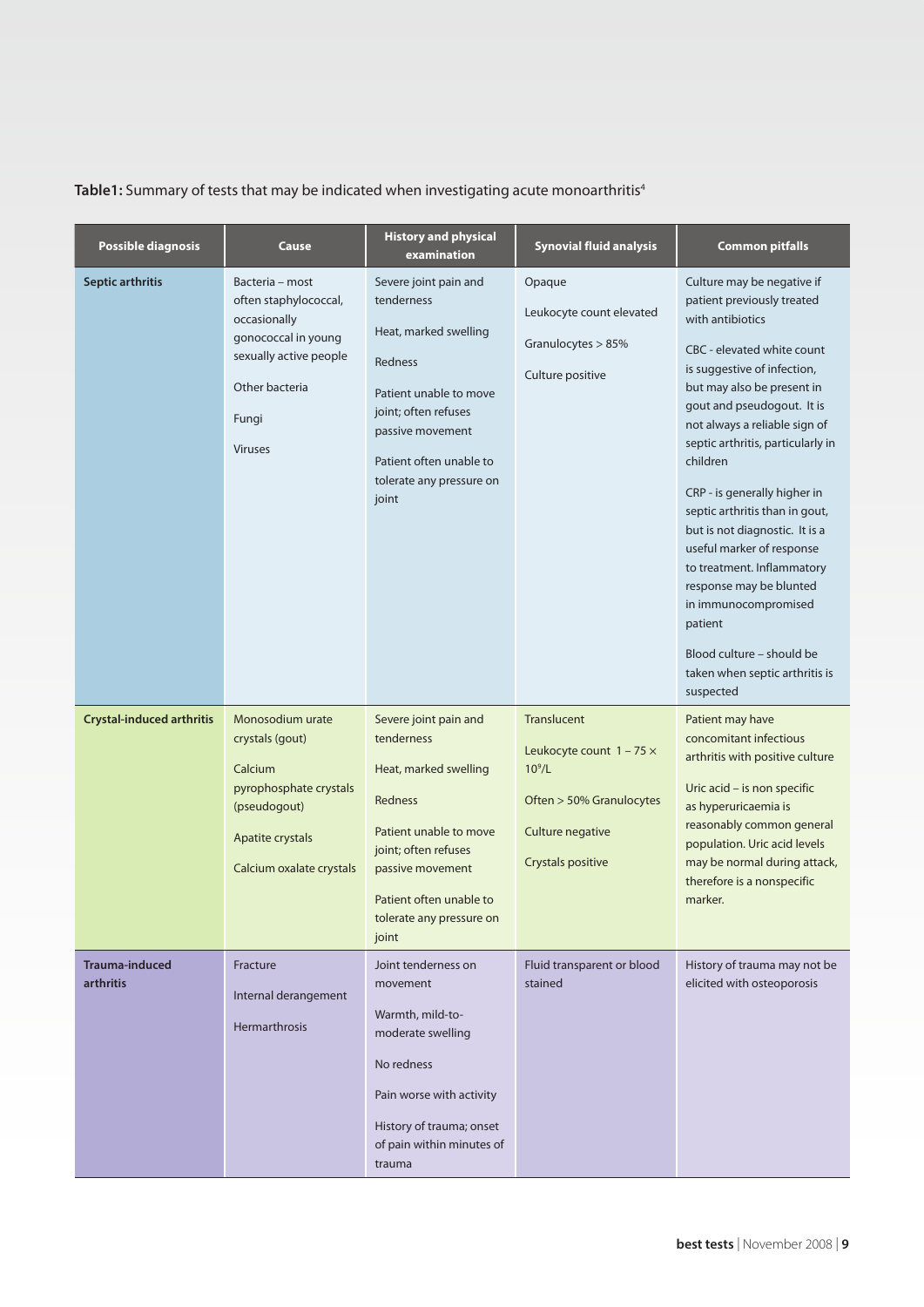**Table1:** Summary of tests that may be indicated when investigating acute monoarthritis[4]

| Possible diagnosis | Cause | History and physical examination | Synovial fluid analysis | Common pitfalls |
|---|---|---|---|---|
| **Septic arthritis** | Bacteria – most often staphylococcal, occasionally gonococcal in young sexually active people<br><br>Other bacteria<br><br>Fungi<br><br>Viruses | Severe joint pain and tenderness<br><br>Heat, marked swelling<br><br>Redness<br><br>Patient unable to move joint; often refuses passive movement<br><br>Patient often unable to tolerate any pressure on joint | Opaque<br><br>Leukocyte count elevated<br><br>Granulocytes > 85%<br><br>Culture positive | Culture may be negative if patient previously treated with antibiotics<br><br>CBC - elevated white count is suggestive of infection, but may also be present in gout and pseudogout. It is not always a reliable sign of septic arthritis, particularly in children<br><br>CRP - is generally higher in septic arthritis than in gout, but is not diagnostic. It is a useful marker of response to treatment. Inflammatory response may be blunted in immunocompromised patient<br><br>Blood culture – should be taken when septic arthritis is suspected |
| **Crystal-induced arthritis** | Monosodium urate crystals (gout)<br><br>Calcium pyrophosphate crystals (pseudogout)<br><br>Apatite crystals<br><br>Calcium oxalate crystals | Severe joint pain and tenderness<br><br>Heat, marked swelling<br><br>Redness<br><br>Patient unable to move joint; often refuses passive movement<br><br>Patient often unable to tolerate any pressure on joint | Translucent<br><br>Leukocyte count $1 - 75 \times 10^9/L$<br><br>Often > 50% Granulocytes<br><br>Culture negative<br><br>Crystals positive | Patient may have concomitant infectious arthritis with positive culture<br><br>Uric acid – is non specific as hyperuricaemia is reasonably common general population. Uric acid levels may be normal during attack, therefore is a nonspecific marker. |
| **Trauma-induced arthritis** | Fracture<br><br>Internal derangement<br><br>Hermarthrosis | Joint tenderness on movement<br><br>Warmth, mild-to-moderate swelling<br><br>No redness<br><br>Pain worse with activity<br><br>History of trauma; onset of pain within minutes of trauma | Fluid transparent or blood stained | History of trauma may not be elicited with osteoporosis |